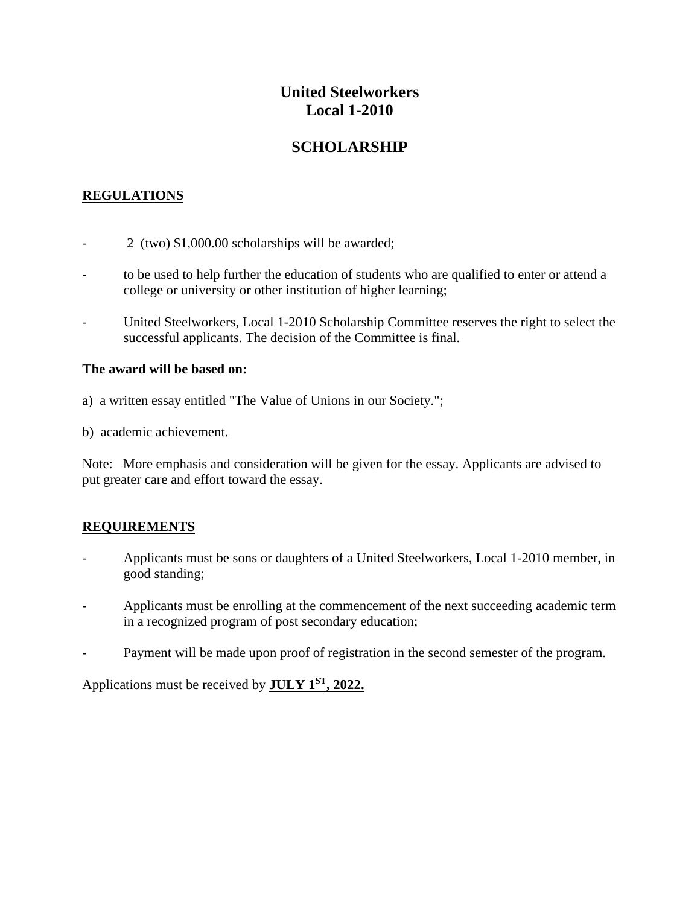# United Steelworkers
# Local 1-2010

## SCHOLARSHIP

### REGULATIONS

- 2 (two) $1,000.00 scholarships will be awarded;
- to be used to help further the education of students who are qualified to enter or attend a college or university or other institution of higher learning;
- United Steelworkers, Local 1-2010 Scholarship Committee reserves the right to select the successful applicants. The decision of the Committee is final.

**The award will be based on:**

a) a written essay entitled "The Value of Unions in our Society.";

b) academic achievement.

Note: More emphasis and consideration will be given for the essay. Applicants are advised to put greater care and effort toward the essay.

### REQUIREMENTS

- Applicants must be sons or daughters of a United Steelworkers, Local 1-2010 member, in good standing;
- Applicants must be enrolling at the commencement of the next succeeding academic term in a recognized program of post secondary education;
- Payment will be made upon proof of registration in the second semester of the program.

Applications must be received by **JULY 1ST, 2022.**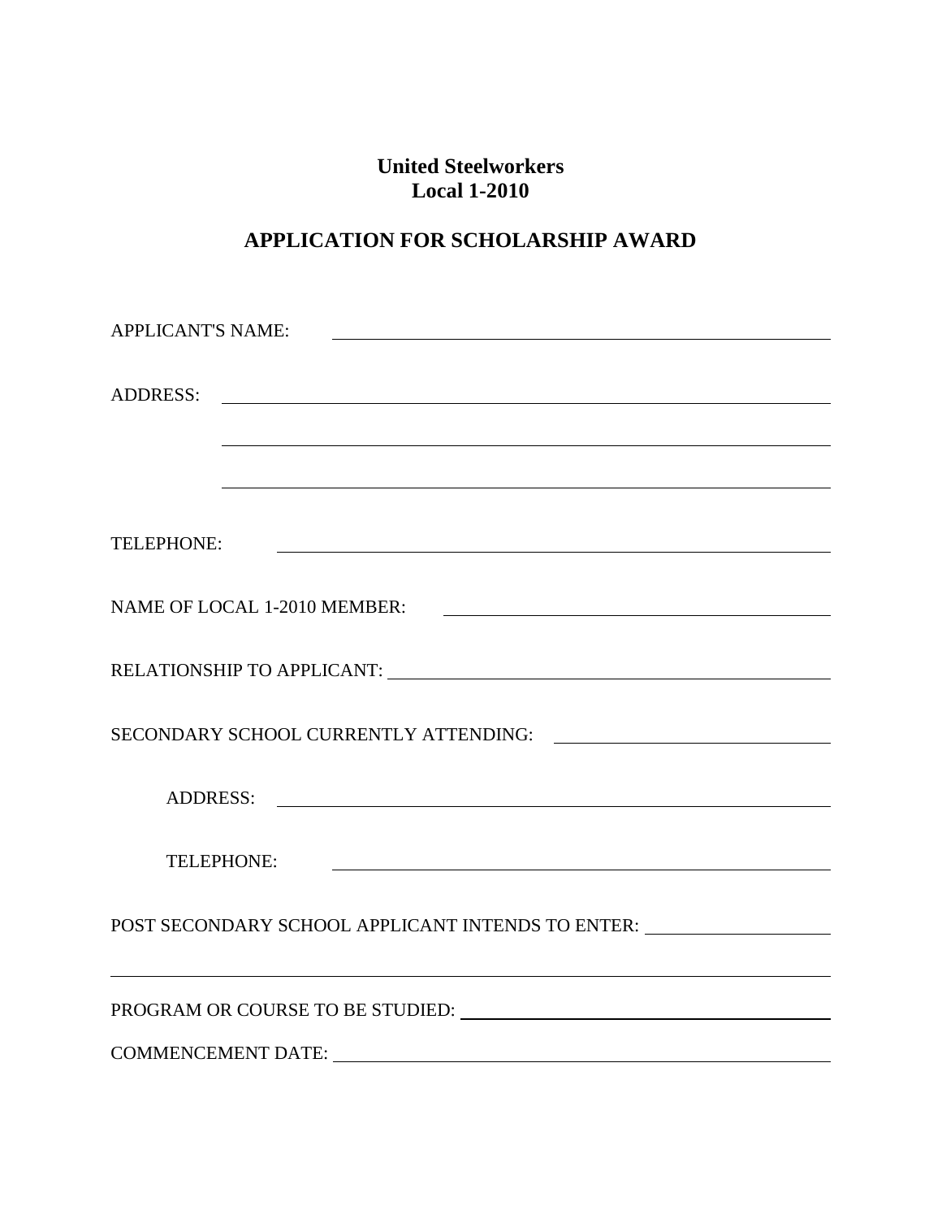**United Steelworkers**
**Local 1-2010**

## APPLICATION FOR SCHOLARSHIP AWARD

APPLICANT'S NAME: ______________________________________________

ADDRESS: ______________________________________________

______________________________________________

______________________________________________

TELEPHONE: ______________________________________________

NAME OF LOCAL 1-2010 MEMBER: ______________________________

RELATIONSHIP TO APPLICANT: ______________________________

SECONDARY SCHOOL CURRENTLY ATTENDING: ______________________

ADDRESS: ______________________________________________

TELEPHONE: ______________________________________________

POST SECONDARY SCHOOL APPLICANT INTENDS TO ENTER: ______________

______________________________________________

PROGRAM OR COURSE TO BE STUDIED: ______________________________

COMMENCEMENT DATE: ______________________________________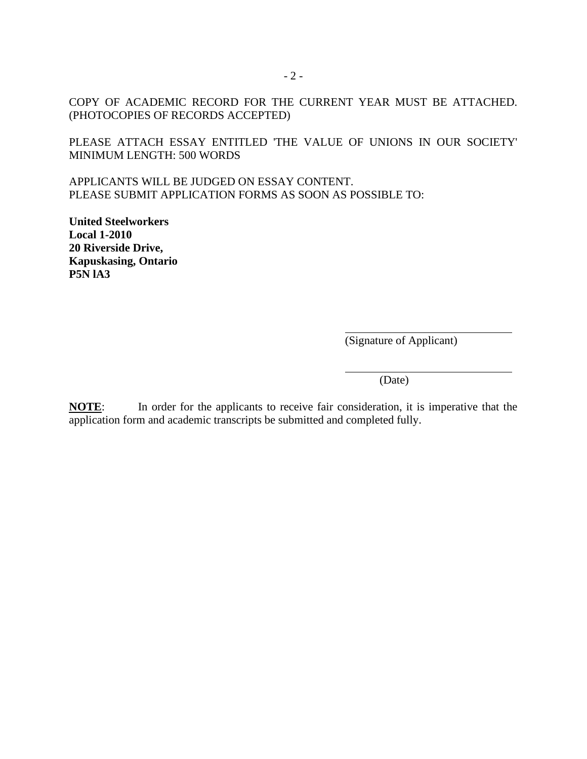COPY OF ACADEMIC RECORD FOR THE CURRENT YEAR MUST BE ATTACHED. (PHOTOCOPIES OF RECORDS ACCEPTED)

PLEASE ATTACH ESSAY ENTITLED 'THE VALUE OF UNIONS IN OUR SOCIETY' MINIMUM LENGTH: 500 WORDS

APPLICANTS WILL BE JUDGED ON ESSAY CONTENT.
PLEASE SUBMIT APPLICATION FORMS AS SOON AS POSSIBLE TO:

**United Steelworkers**
**Local 1-2010**
**20 Riverside Drive,**
**Kapuskasing, Ontario**
**P5N lA3**

\_\_\_\_\_\_\_\_\_\_\_\_\_\_\_\_\_\_\_\_\_\_\_\_\_\_\_\_\_\_
(Signature of Applicant)

\_\_\_\_\_\_\_\_\_\_\_\_\_\_\_\_\_\_\_\_\_\_\_\_\_\_\_\_\_\_
(Date)

**NOTE**: In order for the applicants to receive fair consideration, it is imperative that the application form and academic transcripts be submitted and completed fully.